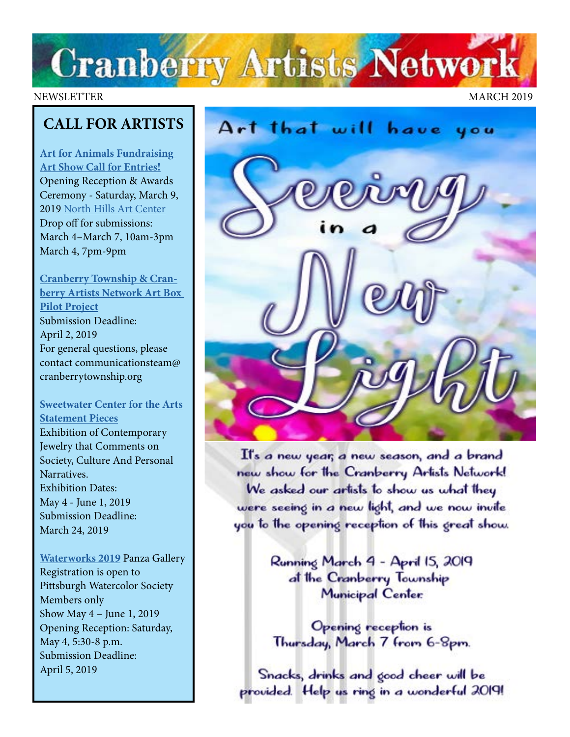# Cranberry Artists Network

NEWSLETTER MARCH 2019

## CALL FOR ARTISTS

**Art for Animals Fundraising Art Show Call for Entries!**
Opening Reception & Awards Ceremony - Saturday, March 9, 2019 North Hills Art Center
Drop off for submissions:
March 4–March 7, 10am-3pm
March 4, 7pm-9pm

**Cranberry Township & Cranberry Artists Network Art Box Pilot Project**
Submission Deadline:
April 2, 2019
For general questions, please contact communicationsteam@cranberrytownship.org

**Sweetwater Center for the Arts Statement Pieces**
Exhibition of Contemporary Jewelry that Comments on Society, Culture And Personal Narratives.
Exhibition Dates:
May 4 - June 1, 2019
Submission Deadline:
March 24, 2019

**Waterworks 2019** Panza Gallery
Registration is open to Pittsburgh Watercolor Society Members only
Show May 4 – June 1, 2019
Opening Reception: Saturday, May 4, 5:30-8 p.m.
Submission Deadline:
April 5, 2019

## Art that will have you Seeing in a New Light

It's a new year, a new season, and a brand new show for the Cranberry Artists Network! We asked our artists to show us what they were seeing in a new light, and we now invite you to the opening reception of this great show.

Running March 4 - April 15, 2019 at the Cranberry Township Municipal Center.

Opening reception is Thursday, March 7 from 6-8pm.

Snacks, drinks and good cheer will be provided. Help us ring in a wonderful 2019!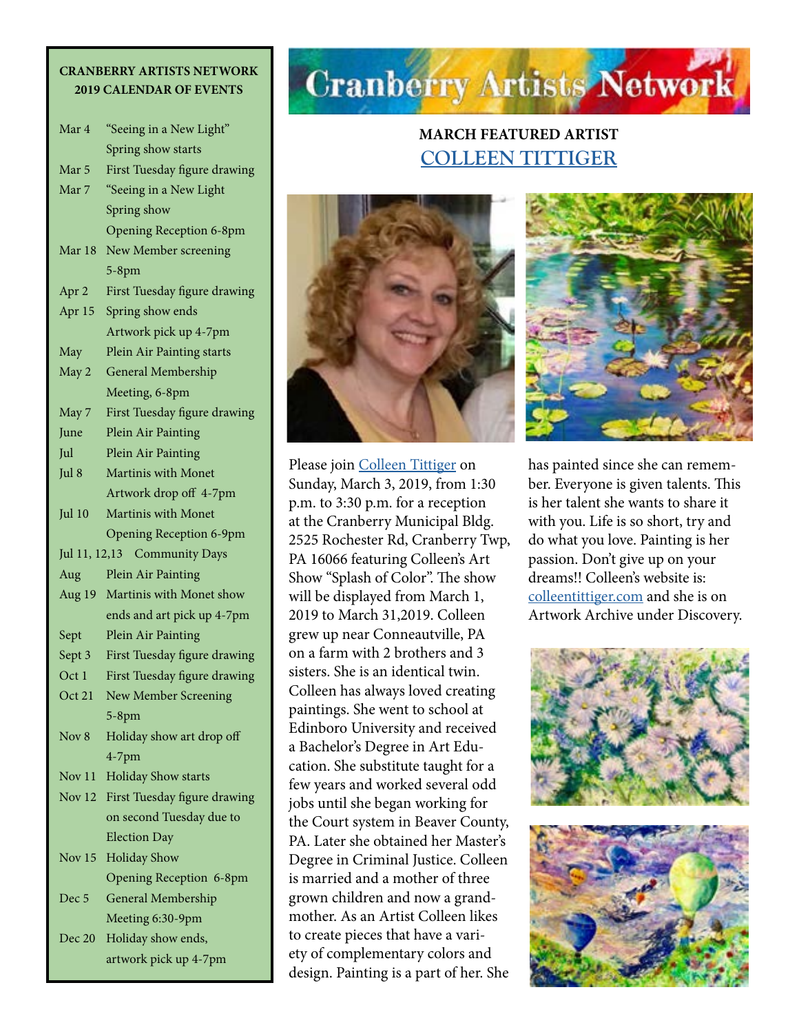# Cranberry Artists Network

## MARCH FEATURED ARTIST

## COLLEEN TITTIGER

Please join Colleen Tittiger on Sunday, March 3, 2019, from 1:30 p.m. to 3:30 p.m. for a reception at the Cranberry Municipal Bldg. 2525 Rochester Rd, Cranberry Twp, PA 16066 featuring Colleen's Art Show "Splash of Color". The show will be displayed from March 1, 2019 to March 31,2019. Colleen grew up near Conneautville, PA on a farm with 2 brothers and 3 sisters. She is an identical twin. Colleen has always loved creating paintings. She went to school at Edinboro University and received a Bachelor's Degree in Art Education. She substitute taught for a few years and worked several odd jobs until she began working for the Court system in Beaver County, PA. Later she obtained her Master's Degree in Criminal Justice. Colleen is married and a mother of three grown children and now a grandmother. As an Artist Colleen likes to create pieces that have a variety of complementary colors and design. Painting is a part of her. She has painted since she can remember. Everyone is given talents. This is her talent she wants to share it with you. Life is so short, try and do what you love. Painting is her passion. Don't give up on your dreams!! Colleen's website is: colleentittiger.com and she is on Artwork Archive under Discovery.

---

**CRANBERRY ARTISTS NETWORK**
**2019 CALENDAR OF EVENTS**

| Date | Event |
|---|---|
| Mar 4 | "Seeing in a New Light" Spring show starts |
| Mar 5 | First Tuesday figure drawing |
| Mar 7 | "Seeing in a New Light Spring show Opening Reception 6-8pm |
| Mar 18 | New Member screening 5-8pm |
| Apr 2 | First Tuesday figure drawing |
| Apr 15 | Spring show ends Artwork pick up 4-7pm |
| May | Plein Air Painting starts |
| May 2 | General Membership Meeting, 6-8pm |
| May 7 | First Tuesday figure drawing |
| June | Plein Air Painting |
| Jul | Plein Air Painting |
| Jul 8 | Martinis with Monet Artwork drop off 4-7pm |
| Jul 10 | Martinis with Monet Opening Reception 6-9pm |
| Jul 11, 12,13 | Community Days |
| Aug | Plein Air Painting |
| Aug 19 | Martinis with Monet show ends and art pick up 4-7pm |
| Sept | Plein Air Painting |
| Sept 3 | First Tuesday figure drawing |
| Oct 1 | First Tuesday figure drawing |
| Oct 21 | New Member Screening 5-8pm |
| Nov 8 | Holiday show art drop off 4-7pm |
| Nov 11 | Holiday Show starts |
| Nov 12 | First Tuesday figure drawing on second Tuesday due to Election Day |
| Nov 15 | Holiday Show Opening Reception 6-8pm |
| Dec 5 | General Membership Meeting 6:30-9pm |
| Dec 20 | Holiday show ends, artwork pick up 4-7pm |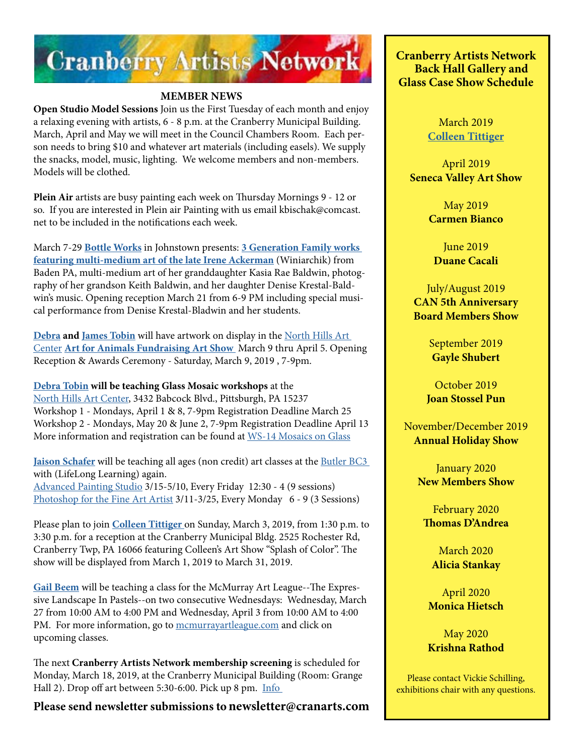# Cranberry Artists Network

## MEMBER NEWS

**Open Studio Model Sessions** Join us the First Tuesday of each month and enjoy a relaxing evening with artists, 6 - 8 p.m. at the Cranberry Municipal Building. March, April and May we will meet in the Council Chambers Room. Each person needs to bring $10 and whatever art materials (including easels). We supply the snacks, model, music, lighting. We welcome members and non-members. Models will be clothed.

**Plein Air** artists are busy painting each week on Thursday Mornings 9 - 12 or so. If you are interested in Plein air Painting with us email kbischak@comcast.net to be included in the notifications each week.

March 7-29 **Bottle Works** in Johnstown presents: **3 Generation Family works featuring multi-medium art of the late Irene Ackerman** (Winiarchik) from Baden PA, multi-medium art of her granddaughter Kasia Rae Baldwin, photography of her grandson Keith Baldwin, and her daughter Denise Krestal-Baldwin's music. Opening reception March 21 from 6-9 PM including special musical performance from Denise Krestal-Bladwin and her students.

**Debra and James Tobin** will have artwork on display in the North Hills Art Center **Art for Animals Fundraising Art Show** March 9 thru April 5. Opening Reception & Awards Ceremony - Saturday, March 9, 2019 , 7-9pm.

**Debra Tobin will be teaching Glass Mosaic workshops** at the North Hills Art Center, 3432 Babcock Blvd., Pittsburgh, PA 15237
Workshop 1 - Mondays, April 1 & 8, 7-9pm Registration Deadline March 25
Workshop 2 - Mondays, May 20 & June 2, 7-9pm Registration Deadline April 13
More information and reqistration can be found at WS-14 Mosaics on Glass

**Jaison Schafer** will be teaching all ages (non credit) art classes at the Butler BC3 with (LifeLong Learning) again.
Advanced Painting Studio 3/15-5/10, Every Friday 12:30 - 4 (9 sessions)
Photoshop for the Fine Art Artist 3/11-3/25, Every Monday 6 - 9 (3 Sessions)

Please plan to join **Colleen Tittiger** on Sunday, March 3, 2019, from 1:30 p.m. to 3:30 p.m. for a reception at the Cranberry Municipal Bldg. 2525 Rochester Rd, Cranberry Twp, PA 16066 featuring Colleen's Art Show "Splash of Color". The show will be displayed from March 1, 2019 to March 31, 2019.

**Gail Beem** will be teaching a class for the McMurray Art League--The Expressive Landscape In Pastels--on two consecutive Wednesdays: Wednesday, March 27 from 10:00 AM to 4:00 PM and Wednesday, April 3 from 10:00 AM to 4:00 PM. For more information, go to mcmurrayartleague.com and click on upcoming classes.

The next **Cranberry Artists Network membership screening** is scheduled for Monday, March 18, 2019, at the Cranberry Municipal Building (Room: Grange Hall 2). Drop off art between 5:30-6:00. Pick up 8 pm. Info

**Please send newsletter submissions to newsletter@cranarts.com**

## Cranberry Artists Network Back Hall Gallery and Glass Case Show Schedule

March 2019
**Colleen Tittiger**

April 2019
**Seneca Valley Art Show**

May 2019
**Carmen Bianco**

June 2019
**Duane Cacali**

July/August 2019
**CAN 5th Anniversary Board Members Show**

September 2019
**Gayle Shubert**

October 2019
**Joan Stossel Pun**

November/December 2019
**Annual Holiday Show**

January 2020
**New Members Show**

February 2020
**Thomas D'Andrea**

March 2020
**Alicia Stankay**

April 2020
**Monica Hietsch**

May 2020
**Krishna Rathod**

Please contact Vickie Schilling, exhibitions chair with any questions.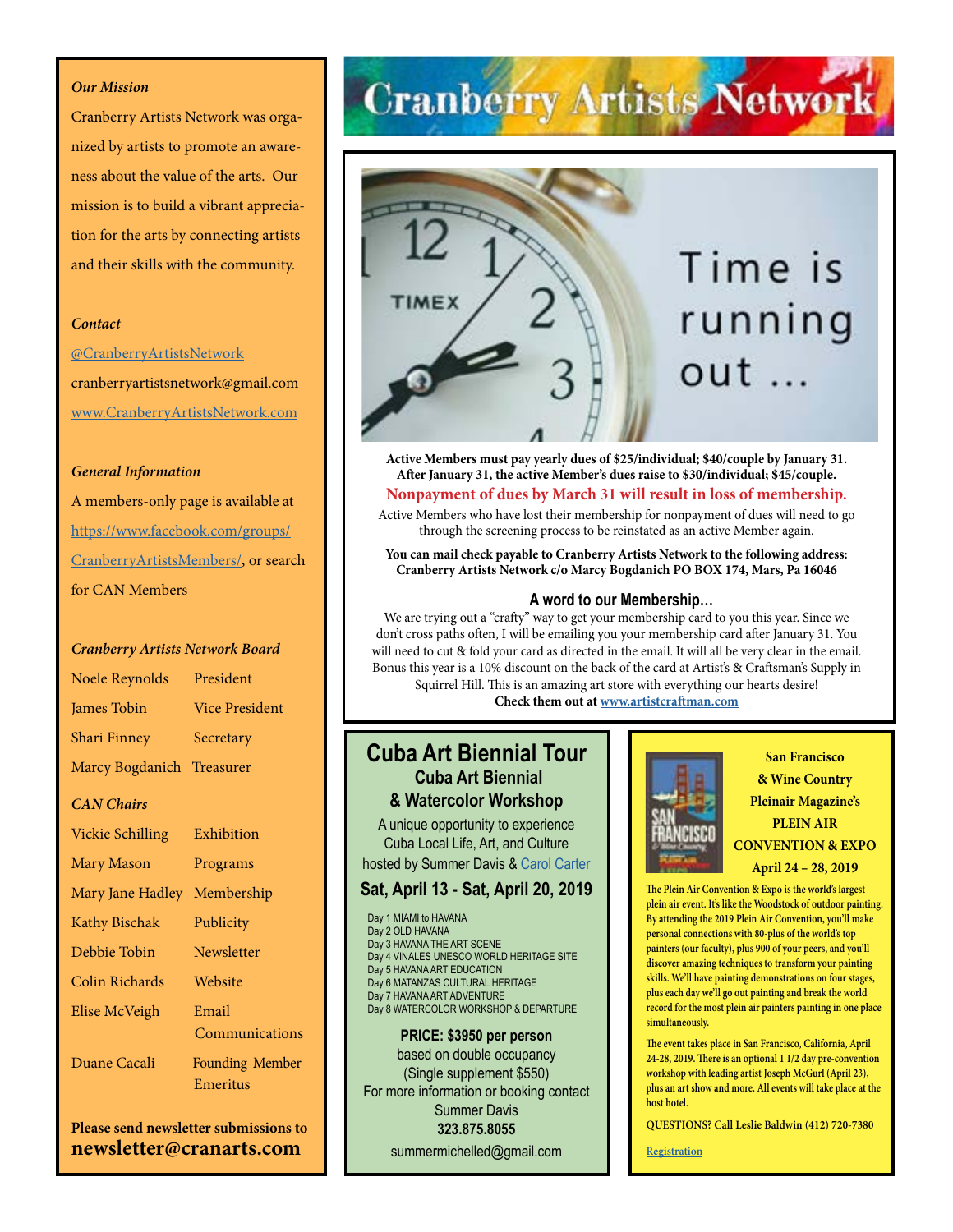# Cranberry Artists Network

*Our Mission*

Cranberry Artists Network was organized by artists to promote an awareness about the value of the arts. Our mission is to build a vibrant appreciation for the arts by connecting artists and their skills with the community.

*Contact*

@CranberryArtistsNetwork

cranberryartistsnetwork@gmail.com

www.CranberryArtistsNetwork.com

*General Information*

A members-only page is available at https://www.facebook.com/groups/CranberryArtistsMembers/, or search for CAN Members

*Cranberry Artists Network Board*

| | |
|---|---|
| Noele Reynolds | President |
| James Tobin | Vice President |
| Shari Finney | Secretary |
| Marcy Bogdanich | Treasurer |

*CAN Chairs*

| | |
|---|---|
| Vickie Schilling | Exhibition |
| Mary Mason | Programs |
| Mary Jane Hadley | Membership |
| Kathy Bischak | Publicity |
| Debbie Tobin | Newsletter |
| Colin Richards | Website |
| Elise McVeigh | Email Communications |
| Duane Cacali | Founding Member Emeritus |

**Please send newsletter submissions to newsletter@cranarts.com**

Time is running out ...

**Active Members must pay yearly dues of $25/individual; $40/couple by January 31. After January 31, the active Member's dues raise to $30/individual; $45/couple.**

**Nonpayment of dues by March 31 will result in loss of membership.**

Active Members who have lost their membership for nonpayment of dues will need to go through the screening process to be reinstated as an active Member again.

**You can mail check payable to Cranberry Artists Network to the following address: Cranberry Artists Network c/o Marcy Bogdanich PO BOX 174, Mars, Pa 16046**

### A word to our Membership…

We are trying out a "crafty" way to get your membership card to you this year. Since we don't cross paths often, I will be emailing you your membership card after January 31. You will need to cut & fold your card as directed in the email. It will all be very clear in the email. Bonus this year is a 10% discount on the back of the card at Artist's & Craftsman's Supply in Squirrel Hill. This is an amazing art store with everything our hearts desire!

**Check them out at www.artistcraftman.com**

## Cuba Art Biennial Tour

### Cuba Art Biennial & Watercolor Workshop

A unique opportunity to experience Cuba Local Life, Art, and Culture hosted by Summer Davis & Carol Carter

### Sat, April 13 - Sat, April 20, 2019

Day 1 MIAMI to HAVANA
Day 2 OLD HAVANA
Day 3 HAVANA THE ART SCENE
Day 4 VINALES UNESCO WORLD HERITAGE SITE
Day 5 HAVANA ART EDUCATION
Day 6 MATANZAS CULTURAL HERITAGE
Day 7 HAVANA ART ADVENTURE
Day 8 WATERCOLOR WORKSHOP & DEPARTURE

**PRICE: $3950 per person**
based on double occupancy
(Single supplement $550)
For more information or booking contact
Summer Davis
**323.875.8055**
summermichelled@gmail.com

**San Francisco & Wine Country Pleinair Magazine's PLEIN AIR CONVENTION & EXPO April 24 – 28, 2019**

**The Plein Air Convention & Expo is the world's largest plein air event. It's like the Woodstock of outdoor painting. By attending the 2019 Plein Air Convention, you'll make personal connections with 80-plus of the world's top painters (our faculty), plus 900 of your peers, and you'll discover amazing techniques to transform your painting skills. We'll have painting demonstrations on four stages, plus each day we'll go out painting and break the world record for the most plein air painters painting in one place simultaneously.**

**The event takes place in San Francisco, California, April 24-28, 2019. There is an optional 1 1/2 day pre-convention workshop with leading artist Joseph McGurl (April 23), plus an art show and more. All events will take place at the host hotel.**

**QUESTIONS? Call Leslie Baldwin (412) 720-7380**

Registration